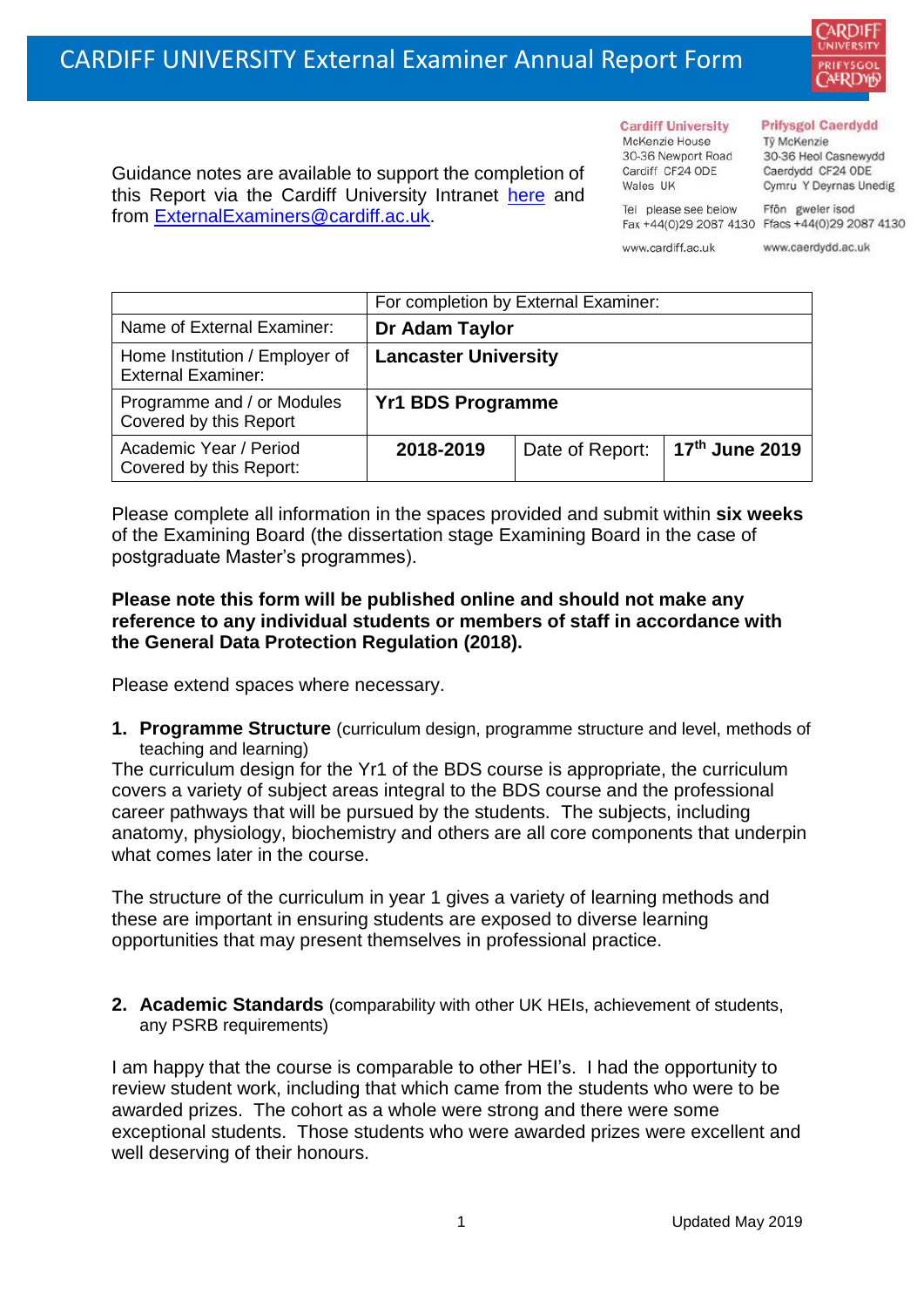# CARDIFF UNIVERSITY External Examiner Annual Report Form

Guidance notes are available to support the completion of this Report via the Cardiff University Intranet here and from ExternalExaminers@cardiff.ac.uk.

**Cardiff University**
McKenzie House
30-36 Newport Road
Cardiff CF24 0DE
Wales UK

Tel please see below
Fax +44(0)29 2087 4130

www.cardiff.ac.uk

**Prifysgol Caerdydd**
Tŷ McKenzie
30-36 Heol Casnewydd
Caerdydd CF24 0DE
Cymru Y Deyrnas Unedig

Ffôn gweler isod
Ffacs +44(0)29 2087 4130

www.caerdydd.ac.uk

| | For completion by External Examiner: | | |
|---|---|---|---|
| Name of External Examiner: | **Dr Adam Taylor** | | |
| Home Institution / Employer of External Examiner: | **Lancaster University** | | |
| Programme and / or Modules Covered by this Report | **Yr1 BDS Programme** | | |
| Academic Year / Period Covered by this Report: | **2018-2019** | Date of Report: | **17th June 2019** |

Please complete all information in the spaces provided and submit within **six weeks** of the Examining Board (the dissertation stage Examining Board in the case of postgraduate Master's programmes).

**Please note this form will be published online and should not make any reference to any individual students or members of staff in accordance with the General Data Protection Regulation (2018).**

Please extend spaces where necessary.

1. **Programme Structure** (curriculum design, programme structure and level, methods of teaching and learning)

The curriculum design for the Yr1 of the BDS course is appropriate, the curriculum covers a variety of subject areas integral to the BDS course and the professional career pathways that will be pursued by the students. The subjects, including anatomy, physiology, biochemistry and others are all core components that underpin what comes later in the course.

The structure of the curriculum in year 1 gives a variety of learning methods and these are important in ensuring students are exposed to diverse learning opportunities that may present themselves in professional practice.

2. **Academic Standards** (comparability with other UK HEIs, achievement of students, any PSRB requirements)

I am happy that the course is comparable to other HEI's. I had the opportunity to review student work, including that which came from the students who were to be awarded prizes. The cohort as a whole were strong and there were some exceptional students. Those students who were awarded prizes were excellent and well deserving of their honours.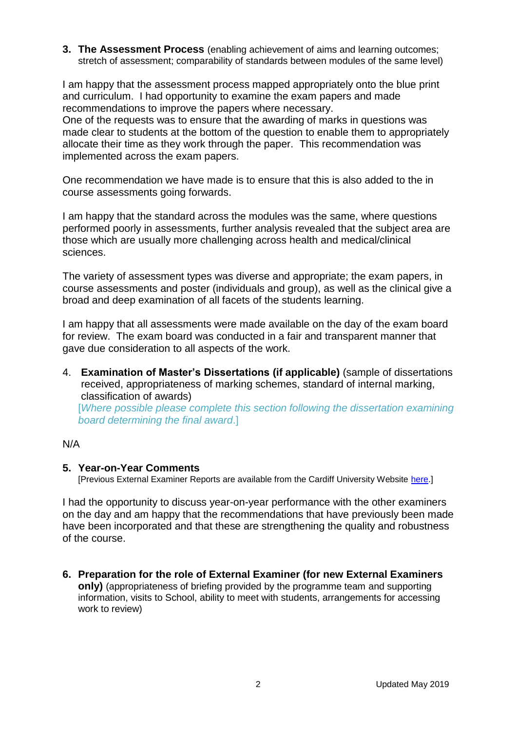**3. The Assessment Process** (enabling achievement of aims and learning outcomes; stretch of assessment; comparability of standards between modules of the same level)

I am happy that the assessment process mapped appropriately onto the blue print and curriculum. I had opportunity to examine the exam papers and made recommendations to improve the papers where necessary.
One of the requests was to ensure that the awarding of marks in questions was made clear to students at the bottom of the question to enable them to appropriately allocate their time as they work through the paper. This recommendation was implemented across the exam papers.

One recommendation we have made is to ensure that this is also added to the in course assessments going forwards.

I am happy that the standard across the modules was the same, where questions performed poorly in assessments, further analysis revealed that the subject area are those which are usually more challenging across health and medical/clinical sciences.

The variety of assessment types was diverse and appropriate; the exam papers, in course assessments and poster (individuals and group), as well as the clinical give a broad and deep examination of all facets of the students learning.

I am happy that all assessments were made available on the day of the exam board for review. The exam board was conducted in a fair and transparent manner that gave due consideration to all aspects of the work.

4. **Examination of Master's Dissertations (if applicable)** (sample of dissertations received, appropriateness of marking schemes, standard of internal marking, classification of awards)
[*Where possible please complete this section following the dissertation examining board determining the final award*.]

N/A

**5. Year-on-Year Comments**
[Previous External Examiner Reports are available from the Cardiff University Website here.]

I had the opportunity to discuss year-on-year performance with the other examiners on the day and am happy that the recommendations that have previously been made have been incorporated and that these are strengthening the quality and robustness of the course.

**6. Preparation for the role of External Examiner (for new External Examiners only)** (appropriateness of briefing provided by the programme team and supporting information, visits to School, ability to meet with students, arrangements for accessing work to review)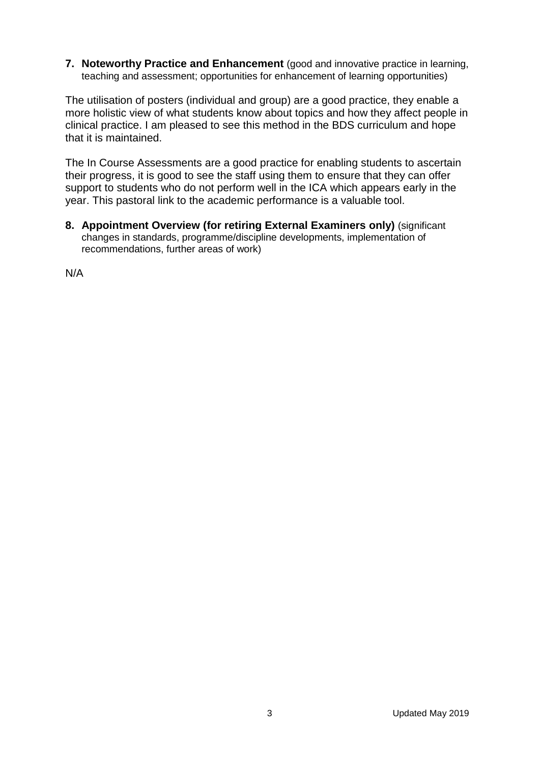7. **Noteworthy Practice and Enhancement** (good and innovative practice in learning, teaching and assessment; opportunities for enhancement of learning opportunities)

The utilisation of posters (individual and group) are a good practice, they enable a more holistic view of what students know about topics and how they affect people in clinical practice. I am pleased to see this method in the BDS curriculum and hope that it is maintained.

The In Course Assessments are a good practice for enabling students to ascertain their progress, it is good to see the staff using them to ensure that they can offer support to students who do not perform well in the ICA which appears early in the year. This pastoral link to the academic performance is a valuable tool.

8. **Appointment Overview (for retiring External Examiners only)** (significant changes in standards, programme/discipline developments, implementation of recommendations, further areas of work)

N/A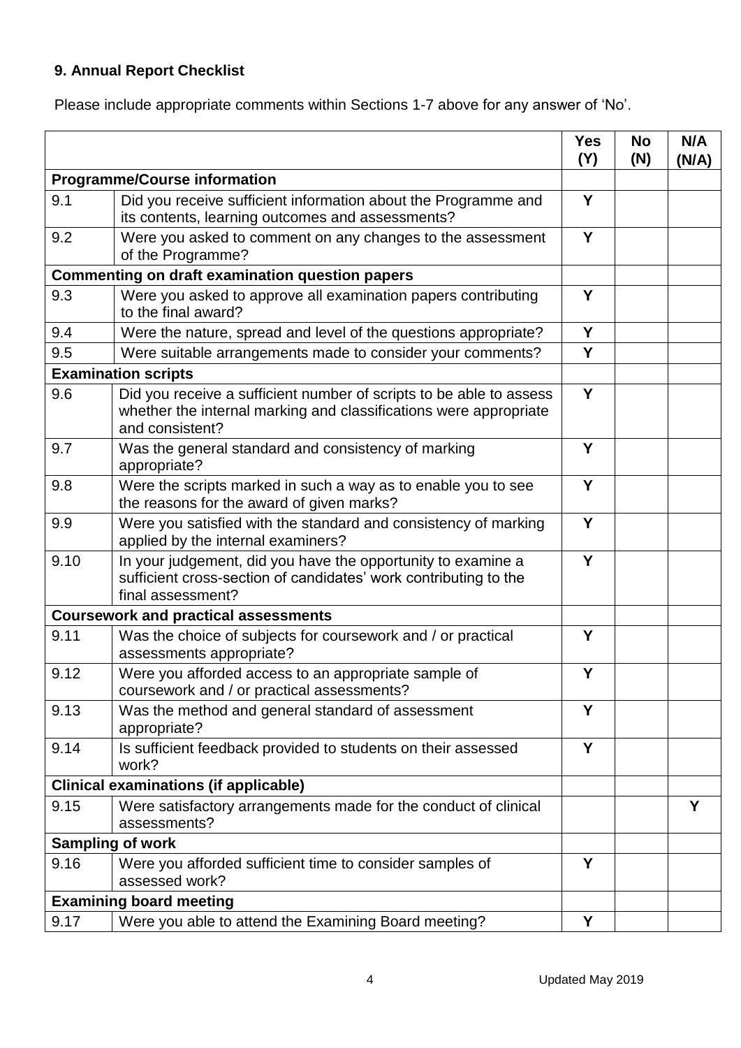## 9. Annual Report Checklist

Please include appropriate comments within Sections 1-7 above for any answer of 'No'.

| | | Yes (Y) | No (N) | N/A (N/A) |
|---|---|---|---|---|
| **Programme/Course information** | | | | |
| 9.1 | Did you receive sufficient information about the Programme and its contents, learning outcomes and assessments? | Y | | |
| 9.2 | Were you asked to comment on any changes to the assessment of the Programme? | Y | | |
| **Commenting on draft examination question papers** | | | | |
| 9.3 | Were you asked to approve all examination papers contributing to the final award? | Y | | |
| 9.4 | Were the nature, spread and level of the questions appropriate? | Y | | |
| 9.5 | Were suitable arrangements made to consider your comments? | Y | | |
| **Examination scripts** | | | | |
| 9.6 | Did you receive a sufficient number of scripts to be able to assess whether the internal marking and classifications were appropriate and consistent? | Y | | |
| 9.7 | Was the general standard and consistency of marking appropriate? | Y | | |
| 9.8 | Were the scripts marked in such a way as to enable you to see the reasons for the award of given marks? | Y | | |
| 9.9 | Were you satisfied with the standard and consistency of marking applied by the internal examiners? | Y | | |
| 9.10 | In your judgement, did you have the opportunity to examine a sufficient cross-section of candidates' work contributing to the final assessment? | Y | | |
| **Coursework and practical assessments** | | | | |
| 9.11 | Was the choice of subjects for coursework and / or practical assessments appropriate? | Y | | |
| 9.12 | Were you afforded access to an appropriate sample of coursework and / or practical assessments? | Y | | |
| 9.13 | Was the method and general standard of assessment appropriate? | Y | | |
| 9.14 | Is sufficient feedback provided to students on their assessed work? | Y | | |
| **Clinical examinations (if applicable)** | | | | |
| 9.15 | Were satisfactory arrangements made for the conduct of clinical assessments? | | | Y |
| **Sampling of work** | | | | |
| 9.16 | Were you afforded sufficient time to consider samples of assessed work? | Y | | |
| **Examining board meeting** | | | | |
| 9.17 | Were you able to attend the Examining Board meeting? | Y | | |

Updated May 2019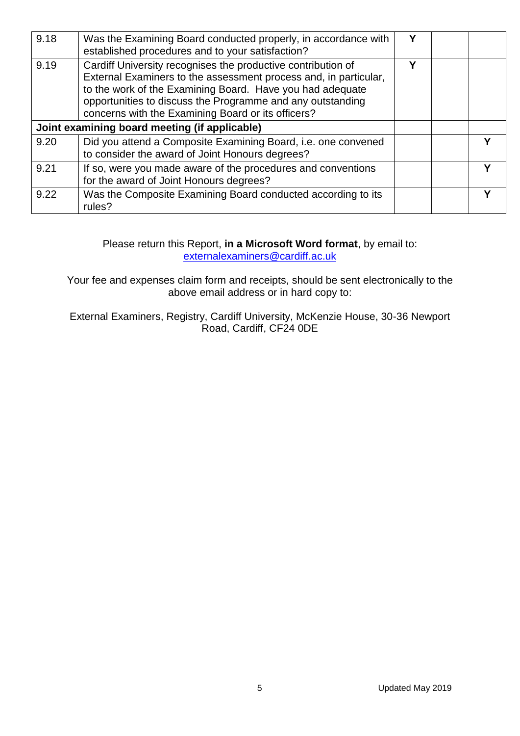| | | | | |
|---|---|---|---|---|
| 9.18 | Was the Examining Board conducted properly, in accordance with established procedures and to your satisfaction? | **Y** | | |
| 9.19 | Cardiff University recognises the productive contribution of External Examiners to the assessment process and, in particular, to the work of the Examining Board. Have you had adequate opportunities to discuss the Programme and any outstanding concerns with the Examining Board or its officers? | **Y** | | |
| **Joint examining board meeting (if applicable)** | | | | |
| 9.20 | Did you attend a Composite Examining Board, i.e. one convened to consider the award of Joint Honours degrees? | | | **Y** |
| 9.21 | If so, were you made aware of the procedures and conventions for the award of Joint Honours degrees? | | | **Y** |
| 9.22 | Was the Composite Examining Board conducted according to its rules? | | | **Y** |

Please return this Report, **in a Microsoft Word format**, by email to: externalexaminers@cardiff.ac.uk

Your fee and expenses claim form and receipts, should be sent electronically to the above email address or in hard copy to:

External Examiners, Registry, Cardiff University, McKenzie House, 30-36 Newport Road, Cardiff, CF24 0DE

Updated May 2019